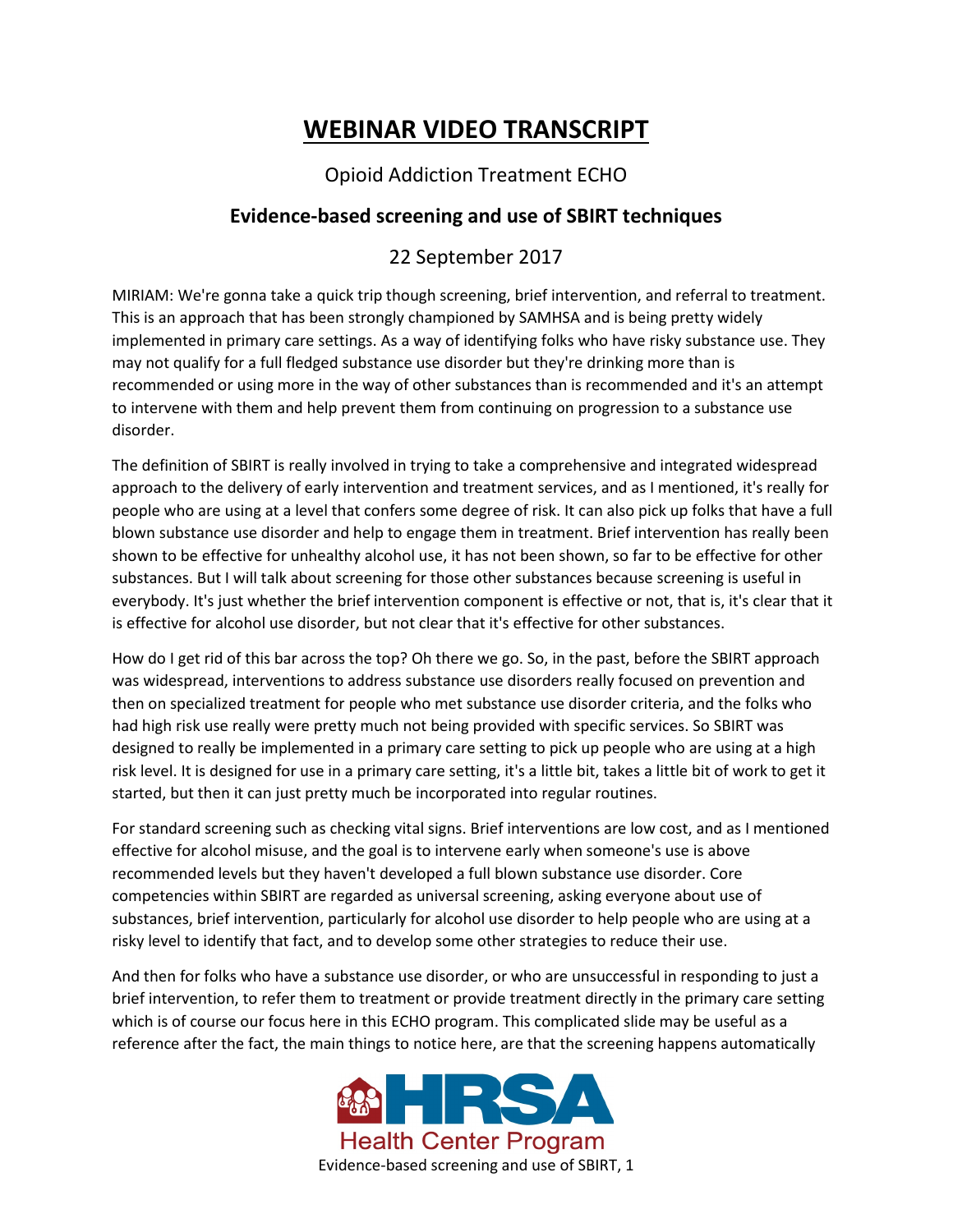# WEBINAR VIDEO TRANSCRIPT

Opioid Addiction Treatment ECHO

## Evidence-based screening and use of SBIRT techniques

22 September 2017

MIRIAM: We're gonna take a quick trip though screening, brief intervention, and referral to treatment. This is an approach that has been strongly championed by SAMHSA and is being pretty widely implemented in primary care settings. As a way of identifying folks who have risky substance use. They may not qualify for a full fledged substance use disorder but they're drinking more than is recommended or using more in the way of other substances than is recommended and it's an attempt to intervene with them and help prevent them from continuing on progression to a substance use disorder.

The definition of SBIRT is really involved in trying to take a comprehensive and integrated widespread approach to the delivery of early intervention and treatment services, and as I mentioned, it's really for people who are using at a level that confers some degree of risk. It can also pick up folks that have a full blown substance use disorder and help to engage them in treatment. Brief intervention has really been shown to be effective for unhealthy alcohol use, it has not been shown, so far to be effective for other substances. But I will talk about screening for those other substances because screening is useful in everybody. It's just whether the brief intervention component is effective or not, that is, it's clear that it is effective for alcohol use disorder, but not clear that it's effective for other substances.

How do I get rid of this bar across the top? Oh there we go. So, in the past, before the SBIRT approach was widespread, interventions to address substance use disorders really focused on prevention and then on specialized treatment for people who met substance use disorder criteria, and the folks who had high risk use really were pretty much not being provided with specific services. So SBIRT was designed to really be implemented in a primary care setting to pick up people who are using at a high risk level. It is designed for use in a primary care setting, it's a little bit, takes a little bit of work to get it started, but then it can just pretty much be incorporated into regular routines.

For standard screening such as checking vital signs. Brief interventions are low cost, and as I mentioned effective for alcohol misuse, and the goal is to intervene early when someone's use is above recommended levels but they haven't developed a full blown substance use disorder. Core competencies within SBIRT are regarded as universal screening, asking everyone about use of substances, brief intervention, particularly for alcohol use disorder to help people who are using at a risky level to identify that fact, and to develop some other strategies to reduce their use.

And then for folks who have a substance use disorder, or who are unsuccessful in responding to just a brief intervention, to refer them to treatment or provide treatment directly in the primary care setting which is of course our focus here in this ECHO program. This complicated slide may be useful as a reference after the fact, the main things to notice here, are that the screening happens automatically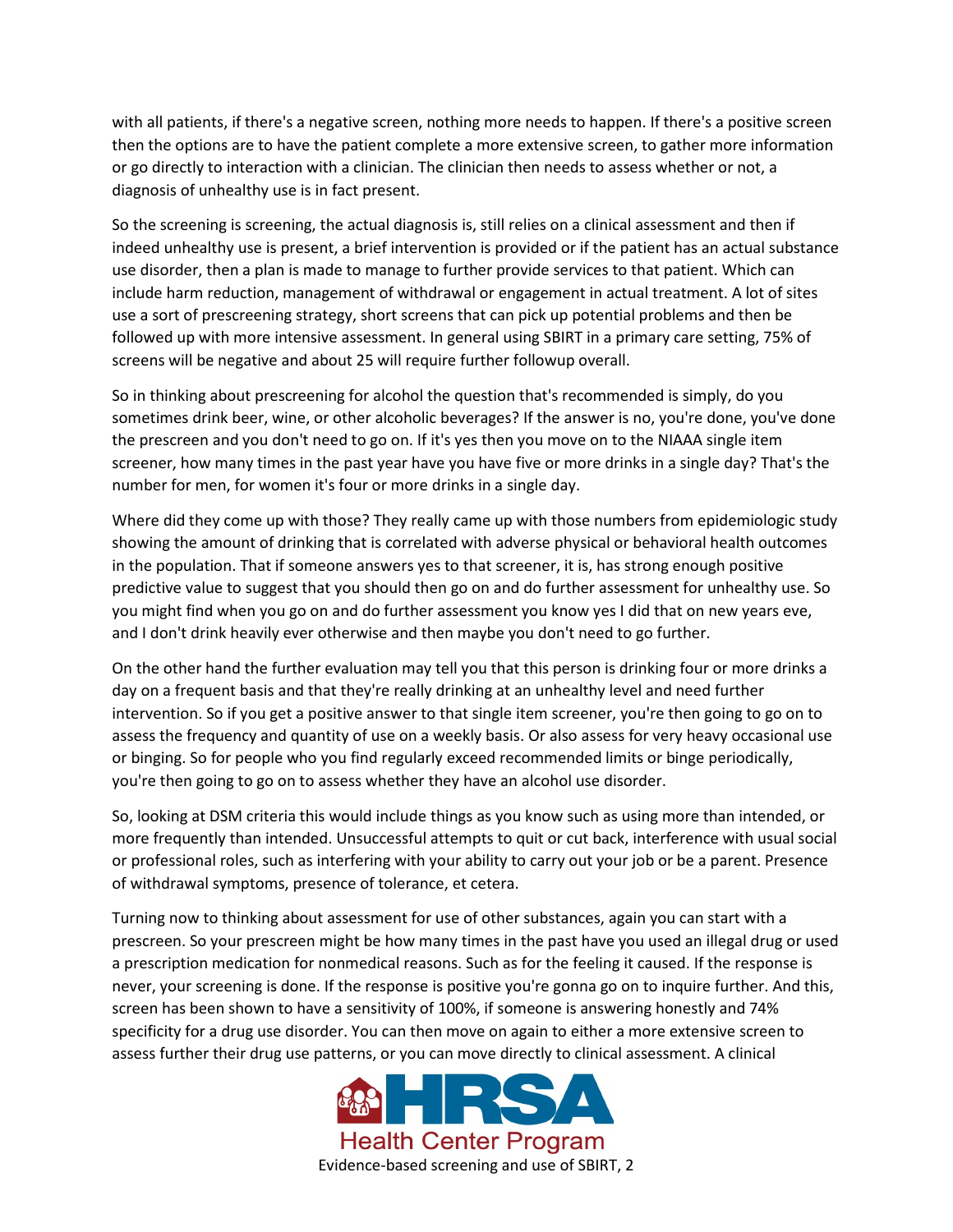with all patients, if there's a negative screen, nothing more needs to happen. If there's a positive screen then the options are to have the patient complete a more extensive screen, to gather more information or go directly to interaction with a clinician. The clinician then needs to assess whether or not, a diagnosis of unhealthy use is in fact present.

So the screening is screening, the actual diagnosis is, still relies on a clinical assessment and then if indeed unhealthy use is present, a brief intervention is provided or if the patient has an actual substance use disorder, then a plan is made to manage to further provide services to that patient. Which can include harm reduction, management of withdrawal or engagement in actual treatment. A lot of sites use a sort of prescreening strategy, short screens that can pick up potential problems and then be followed up with more intensive assessment. In general using SBIRT in a primary care setting, 75% of screens will be negative and about 25 will require further followup overall.

So in thinking about prescreening for alcohol the question that's recommended is simply, do you sometimes drink beer, wine, or other alcoholic beverages? If the answer is no, you're done, you've done the prescreen and you don't need to go on. If it's yes then you move on to the NIAAA single item screener, how many times in the past year have you have five or more drinks in a single day? That's the number for men, for women it's four or more drinks in a single day.

Where did they come up with those? They really came up with those numbers from epidemiologic study showing the amount of drinking that is correlated with adverse physical or behavioral health outcomes in the population. That if someone answers yes to that screener, it is, has strong enough positive predictive value to suggest that you should then go on and do further assessment for unhealthy use. So you might find when you go on and do further assessment you know yes I did that on new years eve, and I don't drink heavily ever otherwise and then maybe you don't need to go further.

On the other hand the further evaluation may tell you that this person is drinking four or more drinks a day on a frequent basis and that they're really drinking at an unhealthy level and need further intervention. So if you get a positive answer to that single item screener, you're then going to go on to assess the frequency and quantity of use on a weekly basis. Or also assess for very heavy occasional use or binging. So for people who you find regularly exceed recommended limits or binge periodically, you're then going to go on to assess whether they have an alcohol use disorder.

So, looking at DSM criteria this would include things as you know such as using more than intended, or more frequently than intended. Unsuccessful attempts to quit or cut back, interference with usual social or professional roles, such as interfering with your ability to carry out your job or be a parent. Presence of withdrawal symptoms, presence of tolerance, et cetera.

Turning now to thinking about assessment for use of other substances, again you can start with a prescreen. So your prescreen might be how many times in the past have you used an illegal drug or used a prescription medication for nonmedical reasons. Such as for the feeling it caused. If the response is never, your screening is done. If the response is positive you're gonna go on to inquire further. And this, screen has been shown to have a sensitivity of 100%, if someone is answering honestly and 74% specificity for a drug use disorder. You can then move on again to either a more extensive screen to assess further their drug use patterns, or you can move directly to clinical assessment. A clinical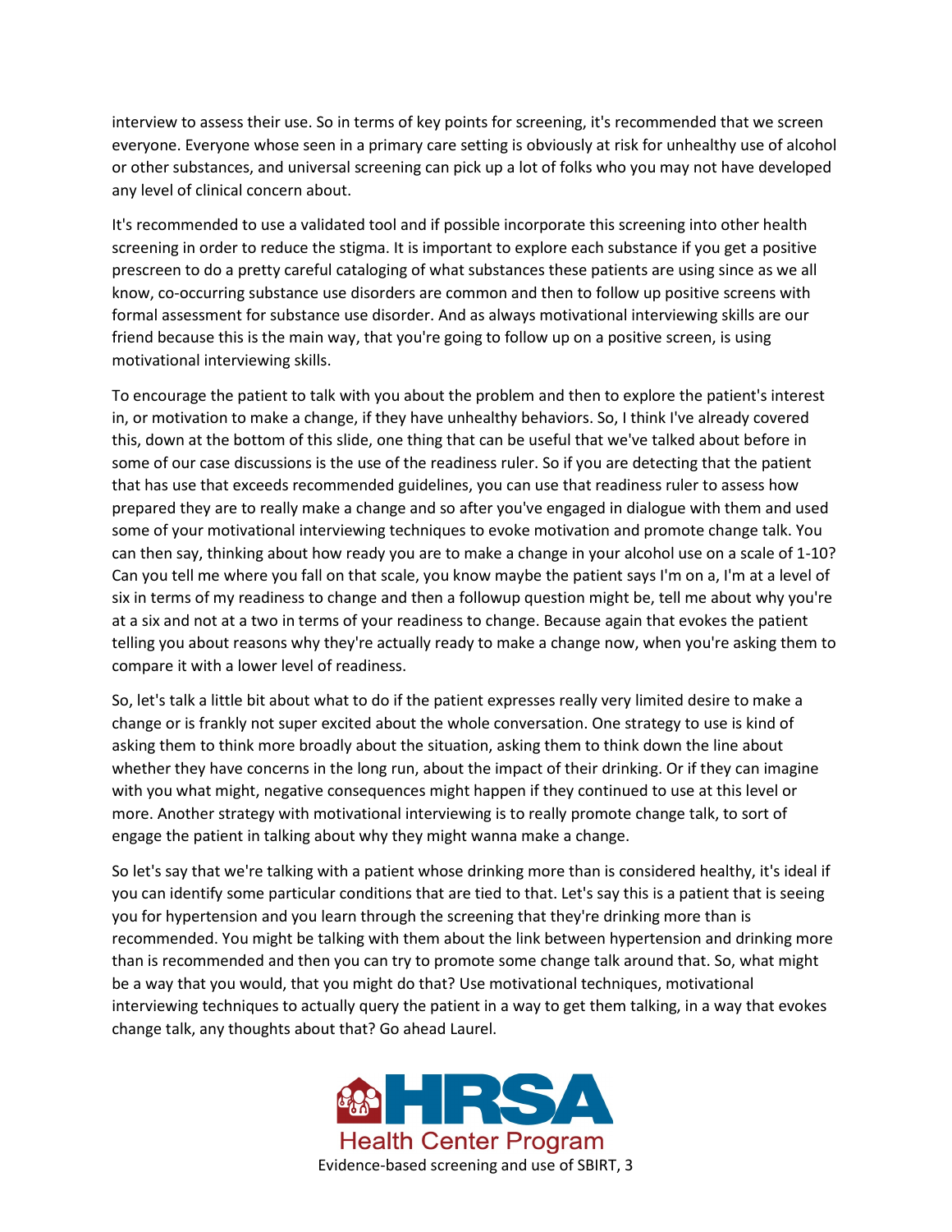interview to assess their use. So in terms of key points for screening, it's recommended that we screen everyone. Everyone whose seen in a primary care setting is obviously at risk for unhealthy use of alcohol or other substances, and universal screening can pick up a lot of folks who you may not have developed any level of clinical concern about.

It's recommended to use a validated tool and if possible incorporate this screening into other health screening in order to reduce the stigma. It is important to explore each substance if you get a positive prescreen to do a pretty careful cataloging of what substances these patients are using since as we all know, co-occurring substance use disorders are common and then to follow up positive screens with formal assessment for substance use disorder. And as always motivational interviewing skills are our friend because this is the main way, that you're going to follow up on a positive screen, is using motivational interviewing skills.

To encourage the patient to talk with you about the problem and then to explore the patient's interest in, or motivation to make a change, if they have unhealthy behaviors. So, I think I've already covered this, down at the bottom of this slide, one thing that can be useful that we've talked about before in some of our case discussions is the use of the readiness ruler. So if you are detecting that the patient that has use that exceeds recommended guidelines, you can use that readiness ruler to assess how prepared they are to really make a change and so after you've engaged in dialogue with them and used some of your motivational interviewing techniques to evoke motivation and promote change talk. You can then say, thinking about how ready you are to make a change in your alcohol use on a scale of 1-10? Can you tell me where you fall on that scale, you know maybe the patient says I'm on a, I'm at a level of six in terms of my readiness to change and then a followup question might be, tell me about why you're at a six and not at a two in terms of your readiness to change. Because again that evokes the patient telling you about reasons why they're actually ready to make a change now, when you're asking them to compare it with a lower level of readiness.

So, let's talk a little bit about what to do if the patient expresses really very limited desire to make a change or is frankly not super excited about the whole conversation. One strategy to use is kind of asking them to think more broadly about the situation, asking them to think down the line about whether they have concerns in the long run, about the impact of their drinking. Or if they can imagine with you what might, negative consequences might happen if they continued to use at this level or more. Another strategy with motivational interviewing is to really promote change talk, to sort of engage the patient in talking about why they might wanna make a change.

So let's say that we're talking with a patient whose drinking more than is considered healthy, it's ideal if you can identify some particular conditions that are tied to that. Let's say this is a patient that is seeing you for hypertension and you learn through the screening that they're drinking more than is recommended. You might be talking with them about the link between hypertension and drinking more than is recommended and then you can try to promote some change talk around that. So, what might be a way that you would, that you might do that? Use motivational techniques, motivational interviewing techniques to actually query the patient in a way to get them talking, in a way that evokes change talk, any thoughts about that? Go ahead Laurel.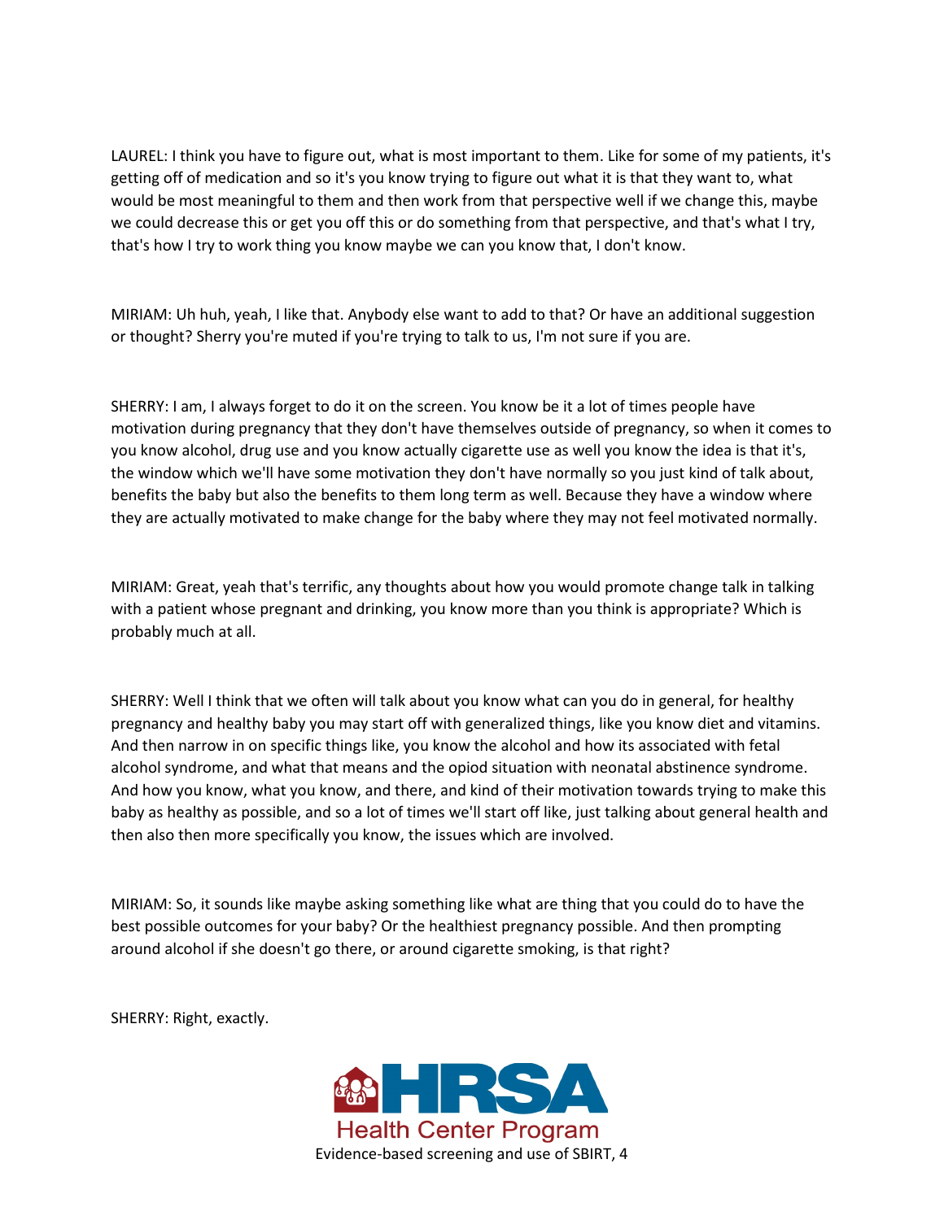LAUREL: I think you have to figure out, what is most important to them. Like for some of my patients, it's getting off of medication and so it's you know trying to figure out what it is that they want to, what would be most meaningful to them and then work from that perspective well if we change this, maybe we could decrease this or get you off this or do something from that perspective, and that's what I try, that's how I try to work thing you know maybe we can you know that, I don't know.

MIRIAM: Uh huh, yeah, I like that. Anybody else want to add to that? Or have an additional suggestion or thought? Sherry you're muted if you're trying to talk to us, I'm not sure if you are.

SHERRY: I am, I always forget to do it on the screen. You know be it a lot of times people have motivation during pregnancy that they don't have themselves outside of pregnancy, so when it comes to you know alcohol, drug use and you know actually cigarette use as well you know the idea is that it's, the window which we'll have some motivation they don't have normally so you just kind of talk about, benefits the baby but also the benefits to them long term as well. Because they have a window where they are actually motivated to make change for the baby where they may not feel motivated normally.

MIRIAM: Great, yeah that's terrific, any thoughts about how you would promote change talk in talking with a patient whose pregnant and drinking, you know more than you think is appropriate? Which is probably much at all.

SHERRY: Well I think that we often will talk about you know what can you do in general, for healthy pregnancy and healthy baby you may start off with generalized things, like you know diet and vitamins. And then narrow in on specific things like, you know the alcohol and how its associated with fetal alcohol syndrome, and what that means and the opiod situation with neonatal abstinence syndrome. And how you know, what you know, and there, and kind of their motivation towards trying to make this baby as healthy as possible, and so a lot of times we'll start off like, just talking about general health and then also then more specifically you know, the issues which are involved.

MIRIAM: So, it sounds like maybe asking something like what are thing that you could do to have the best possible outcomes for your baby? Or the healthiest pregnancy possible. And then prompting around alcohol if she doesn't go there, or around cigarette smoking, is that right?

SHERRY: Right, exactly.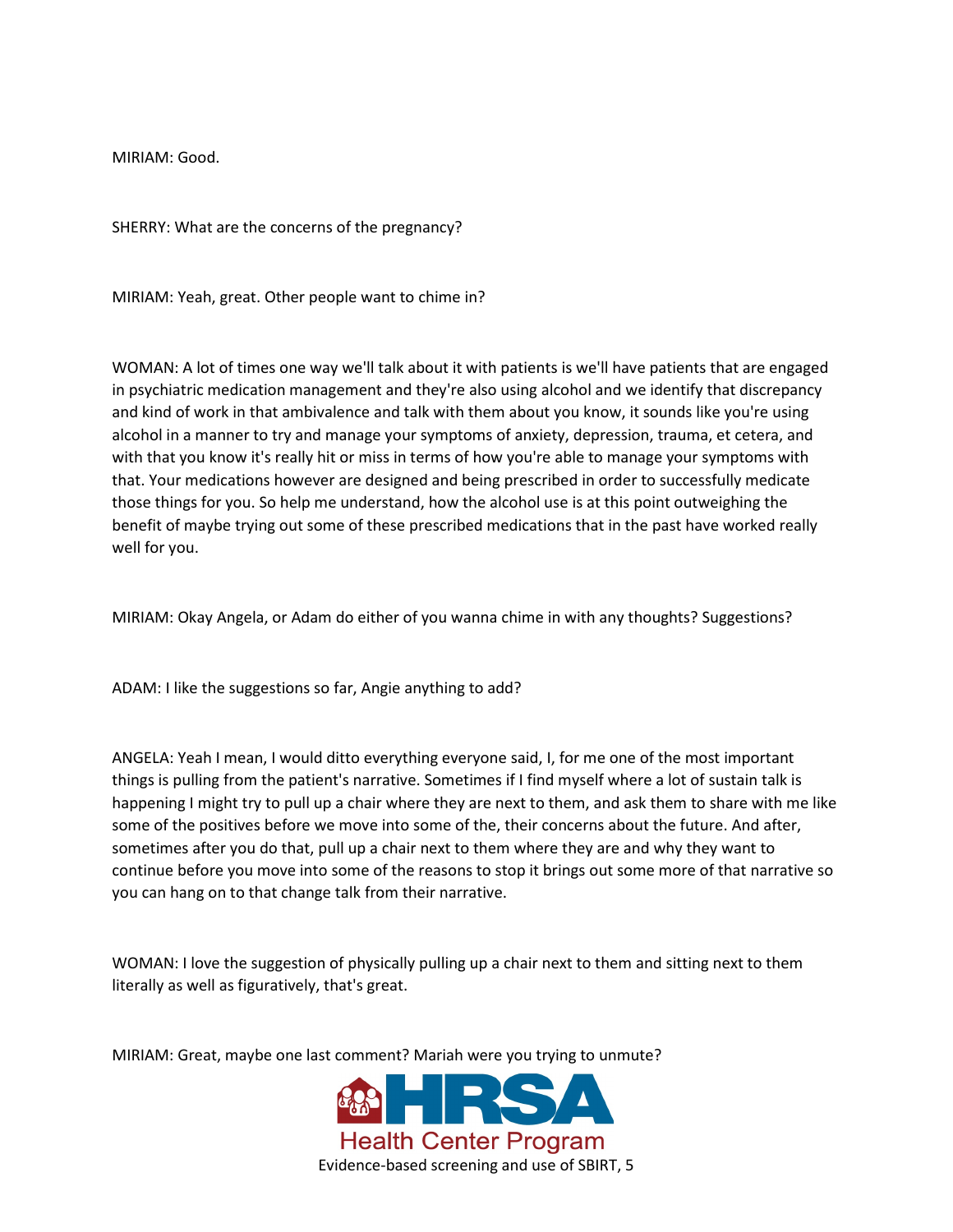MIRIAM: Good.

SHERRY: What are the concerns of the pregnancy?

MIRIAM: Yeah, great. Other people want to chime in?

WOMAN: A lot of times one way we'll talk about it with patients is we'll have patients that are engaged in psychiatric medication management and they're also using alcohol and we identify that discrepancy and kind of work in that ambivalence and talk with them about you know, it sounds like you're using alcohol in a manner to try and manage your symptoms of anxiety, depression, trauma, et cetera, and with that you know it's really hit or miss in terms of how you're able to manage your symptoms with that. Your medications however are designed and being prescribed in order to successfully medicate those things for you. So help me understand, how the alcohol use is at this point outweighing the benefit of maybe trying out some of these prescribed medications that in the past have worked really well for you.

MIRIAM: Okay Angela, or Adam do either of you wanna chime in with any thoughts? Suggestions?

ADAM: I like the suggestions so far, Angie anything to add?

ANGELA: Yeah I mean, I would ditto everything everyone said, I, for me one of the most important things is pulling from the patient's narrative. Sometimes if I find myself where a lot of sustain talk is happening I might try to pull up a chair where they are next to them, and ask them to share with me like some of the positives before we move into some of the, their concerns about the future. And after, sometimes after you do that, pull up a chair next to them where they are and why they want to continue before you move into some of the reasons to stop it brings out some more of that narrative so you can hang on to that change talk from their narrative.

WOMAN: I love the suggestion of physically pulling up a chair next to them and sitting next to them literally as well as figuratively, that's great.

MIRIAM: Great, maybe one last comment? Mariah were you trying to unmute?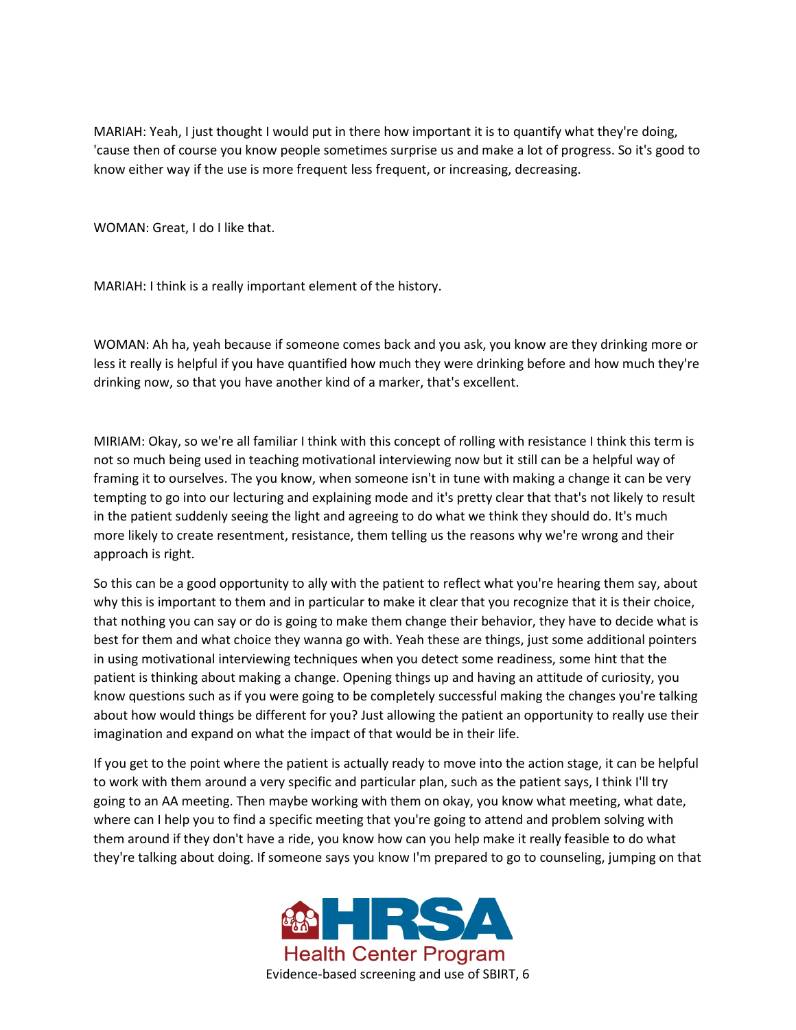MARIAH: Yeah, I just thought I would put in there how important it is to quantify what they're doing, 'cause then of course you know people sometimes surprise us and make a lot of progress. So it's good to know either way if the use is more frequent less frequent, or increasing, decreasing.

WOMAN: Great, I do I like that.

MARIAH: I think is a really important element of the history.

WOMAN: Ah ha, yeah because if someone comes back and you ask, you know are they drinking more or less it really is helpful if you have quantified how much they were drinking before and how much they're drinking now, so that you have another kind of a marker, that's excellent.

MIRIAM: Okay, so we're all familiar I think with this concept of rolling with resistance I think this term is not so much being used in teaching motivational interviewing now but it still can be a helpful way of framing it to ourselves. The you know, when someone isn't in tune with making a change it can be very tempting to go into our lecturing and explaining mode and it's pretty clear that that's not likely to result in the patient suddenly seeing the light and agreeing to do what we think they should do. It's much more likely to create resentment, resistance, them telling us the reasons why we're wrong and their approach is right.

So this can be a good opportunity to ally with the patient to reflect what you're hearing them say, about why this is important to them and in particular to make it clear that you recognize that it is their choice, that nothing you can say or do is going to make them change their behavior, they have to decide what is best for them and what choice they wanna go with. Yeah these are things, just some additional pointers in using motivational interviewing techniques when you detect some readiness, some hint that the patient is thinking about making a change. Opening things up and having an attitude of curiosity, you know questions such as if you were going to be completely successful making the changes you're talking about how would things be different for you? Just allowing the patient an opportunity to really use their imagination and expand on what the impact of that would be in their life.

If you get to the point where the patient is actually ready to move into the action stage, it can be helpful to work with them around a very specific and particular plan, such as the patient says, I think I'll try going to an AA meeting. Then maybe working with them on okay, you know what meeting, what date, where can I help you to find a specific meeting that you're going to attend and problem solving with them around if they don't have a ride, you know how can you help make it really feasible to do what they're talking about doing. If someone says you know I'm prepared to go to counseling, jumping on that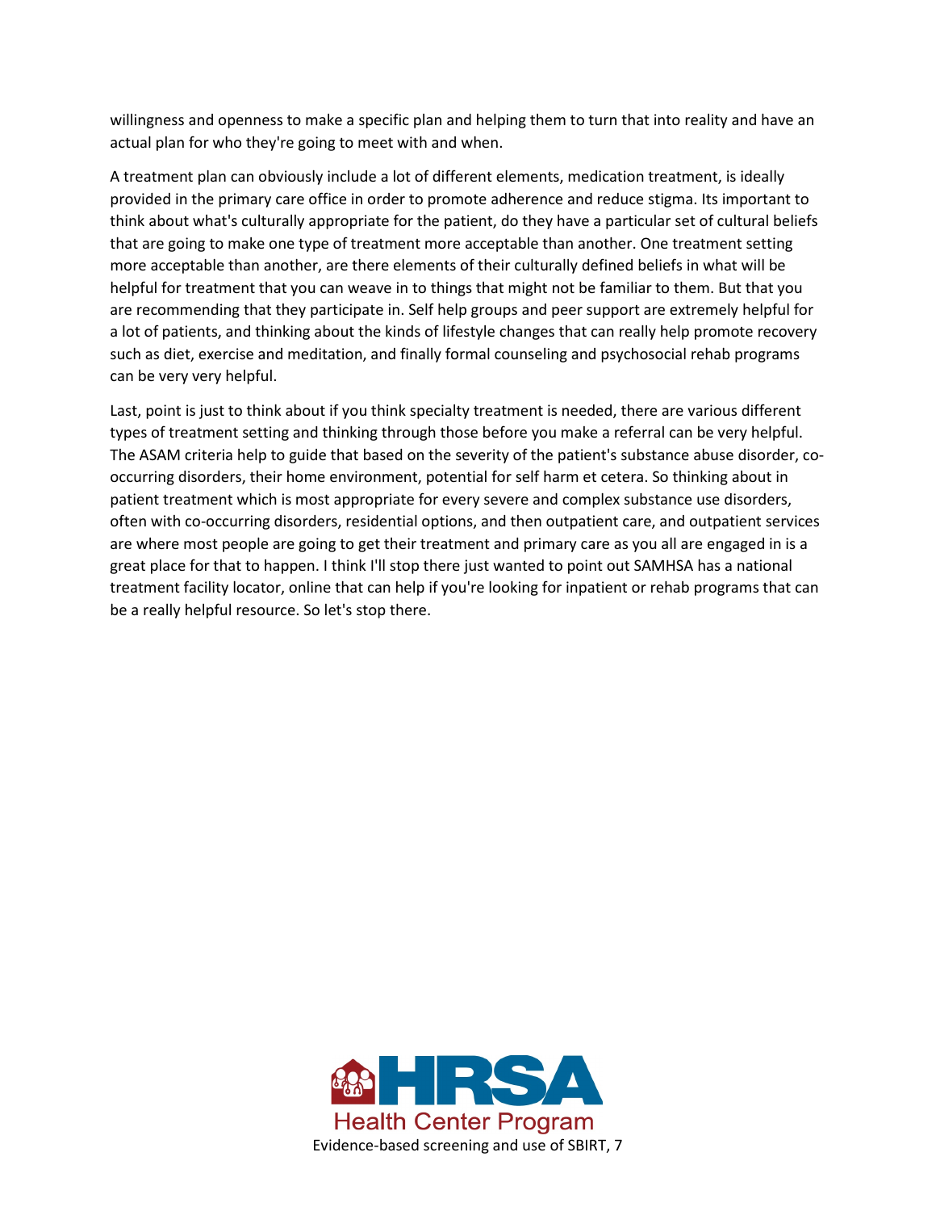willingness and openness to make a specific plan and helping them to turn that into reality and have an actual plan for who they're going to meet with and when.

A treatment plan can obviously include a lot of different elements, medication treatment, is ideally provided in the primary care office in order to promote adherence and reduce stigma. Its important to think about what's culturally appropriate for the patient, do they have a particular set of cultural beliefs that are going to make one type of treatment more acceptable than another. One treatment setting more acceptable than another, are there elements of their culturally defined beliefs in what will be helpful for treatment that you can weave in to things that might not be familiar to them. But that you are recommending that they participate in. Self help groups and peer support are extremely helpful for a lot of patients, and thinking about the kinds of lifestyle changes that can really help promote recovery such as diet, exercise and meditation, and finally formal counseling and psychosocial rehab programs can be very very helpful.

Last, point is just to think about if you think specialty treatment is needed, there are various different types of treatment setting and thinking through those before you make a referral can be very helpful. The ASAM criteria help to guide that based on the severity of the patient's substance abuse disorder, co-occurring disorders, their home environment, potential for self harm et cetera. So thinking about in patient treatment which is most appropriate for every severe and complex substance use disorders, often with co-occurring disorders, residential options, and then outpatient care, and outpatient services are where most people are going to get their treatment and primary care as you all are engaged in is a great place for that to happen. I think I'll stop there just wanted to point out SAMHSA has a national treatment facility locator, online that can help if you're looking for inpatient or rehab programs that can be a really helpful resource. So let's stop there.